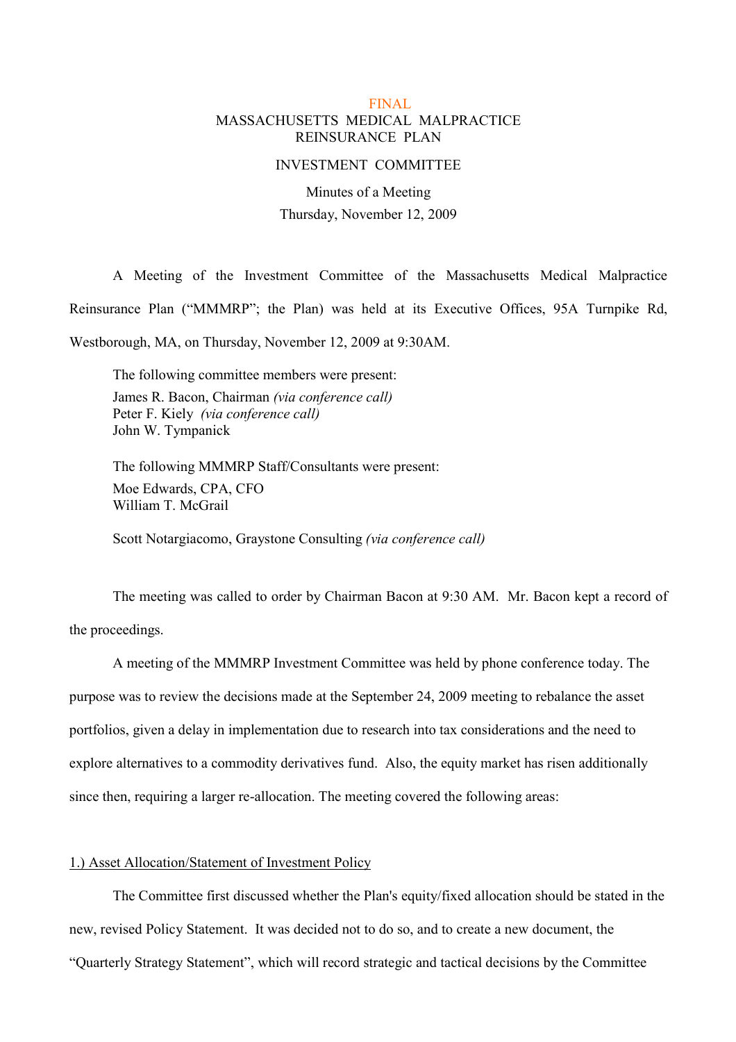FINAL

# MASSACHUSETTS MEDICAL MALPRACTICE REINSURANCE PLAN

## INVESTMENT COMMITTEE

Minutes of a Meeting

Thursday, November 12, 2009

A Meeting of the Investment Committee of the Massachusetts Medical Malpractice Reinsurance Plan ("MMMRP"; the Plan) was held at its Executive Offices, 95A Turnpike Rd, Westborough, MA, on Thursday, November 12, 2009 at 9:30AM.

The following committee members were present:
James R. Bacon, Chairman *(via conference call)*
Peter F. Kiely *(via conference call)*
John W. Tympanick

The following MMMRP Staff/Consultants were present:
Moe Edwards, CPA, CFO
William T. McGrail

Scott Notargiacomo, Graystone Consulting *(via conference call)*

The meeting was called to order by Chairman Bacon at 9:30 AM. Mr. Bacon kept a record of the proceedings.

A meeting of the MMMRP Investment Committee was held by phone conference today. The purpose was to review the decisions made at the September 24, 2009 meeting to rebalance the asset portfolios, given a delay in implementation due to research into tax considerations and the need to explore alternatives to a commodity derivatives fund. Also, the equity market has risen additionally since then, requiring a larger re-allocation. The meeting covered the following areas:

1.) Asset Allocation/Statement of Investment Policy

The Committee first discussed whether the Plan's equity/fixed allocation should be stated in the new, revised Policy Statement. It was decided not to do so, and to create a new document, the "Quarterly Strategy Statement", which will record strategic and tactical decisions by the Committee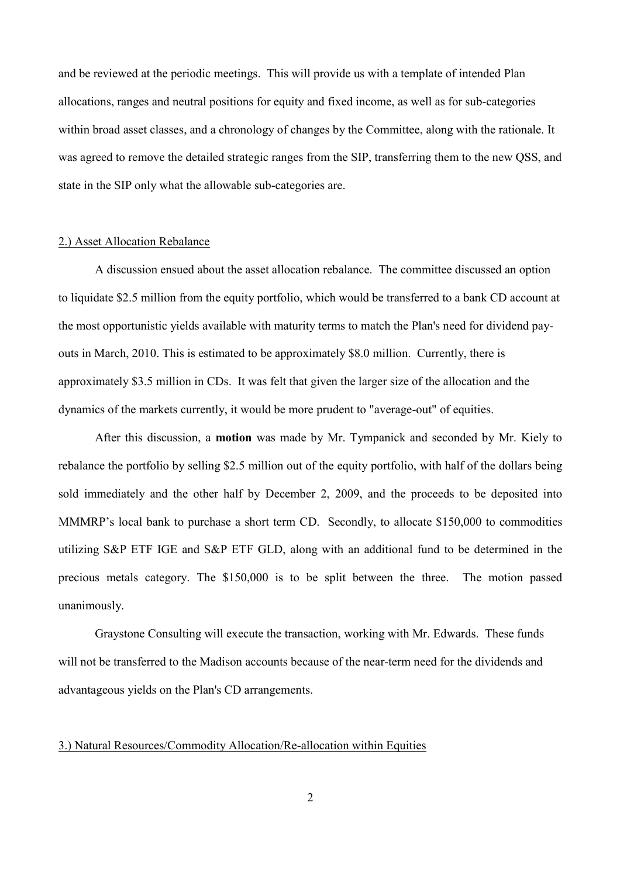and be reviewed at the periodic meetings. This will provide us with a template of intended Plan allocations, ranges and neutral positions for equity and fixed income, as well as for sub-categories within broad asset classes, and a chronology of changes by the Committee, along with the rationale. It was agreed to remove the detailed strategic ranges from the SIP, transferring them to the new QSS, and state in the SIP only what the allowable sub-categories are.

2.) Asset Allocation Rebalance

A discussion ensued about the asset allocation rebalance. The committee discussed an option to liquidate $2.5 million from the equity portfolio, which would be transferred to a bank CD account at the most opportunistic yields available with maturity terms to match the Plan's need for dividend pay-outs in March, 2010. This is estimated to be approximately $8.0 million. Currently, there is approximately $3.5 million in CDs. It was felt that given the larger size of the allocation and the dynamics of the markets currently, it would be more prudent to "average-out" of equities.

After this discussion, a **motion** was made by Mr. Tympanick and seconded by Mr. Kiely to rebalance the portfolio by selling $2.5 million out of the equity portfolio, with half of the dollars being sold immediately and the other half by December 2, 2009, and the proceeds to be deposited into MMMRP's local bank to purchase a short term CD. Secondly, to allocate $150,000 to commodities utilizing S&P ETF IGE and S&P ETF GLD, along with an additional fund to be determined in the precious metals category. The $150,000 is to be split between the three. The motion passed unanimously.

Graystone Consulting will execute the transaction, working with Mr. Edwards. These funds will not be transferred to the Madison accounts because of the near-term need for the dividends and advantageous yields on the Plan's CD arrangements.

3.) Natural Resources/Commodity Allocation/Re-allocation within Equities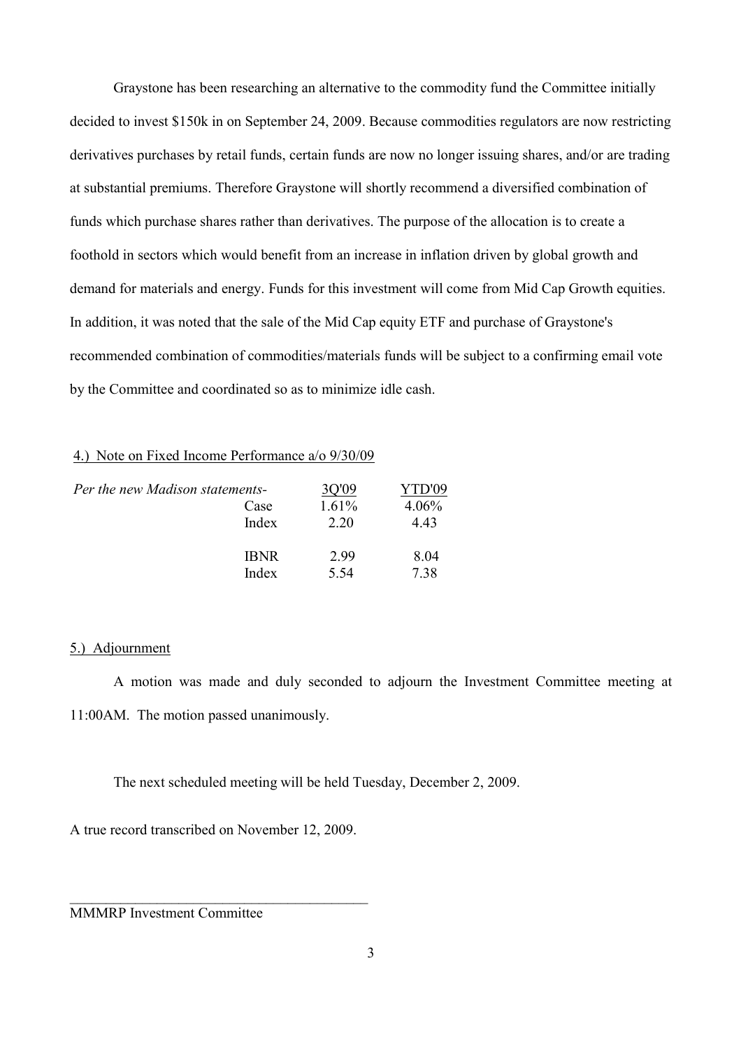Graystone has been researching an alternative to the commodity fund the Committee initially decided to invest $150k in on September 24, 2009. Because commodities regulators are now restricting derivatives purchases by retail funds, certain funds are now no longer issuing shares, and/or are trading at substantial premiums. Therefore Graystone will shortly recommend a diversified combination of funds which purchase shares rather than derivatives. The purpose of the allocation is to create a foothold in sectors which would benefit from an increase in inflation driven by global growth and demand for materials and energy. Funds for this investment will come from Mid Cap Growth equities. In addition, it was noted that the sale of the Mid Cap equity ETF and purchase of Graystone's recommended combination of commodities/materials funds will be subject to a confirming email vote by the Committee and coordinated so as to minimize idle cash.

<u>4.) Note on Fixed Income Performance a/o 9/30/09</u>

| *Per the new Madison statements-* | | 3Q'09 | YTD'09 |
|---|---|---|---|
| | Case | 1.61% | 4.06% |
| | Index | 2.20 | 4.43 |
| | IBNR | 2.99 | 8.04 |
| | Index | 5.54 | 7.38 |

<u>5.) Adjournment</u>

A motion was made and duly seconded to adjourn the Investment Committee meeting at 11:00AM. The motion passed unanimously.

The next scheduled meeting will be held Tuesday, December 2, 2009.

A true record transcribed on November 12, 2009.

\_\_\_\_\_\_\_\_\_\_\_\_\_\_\_\_\_\_\_\_\_\_\_\_\_\_\_\_\_\_\_\_\_\_\_\_\_\_\_\_\_\_

MMMRP Investment Committee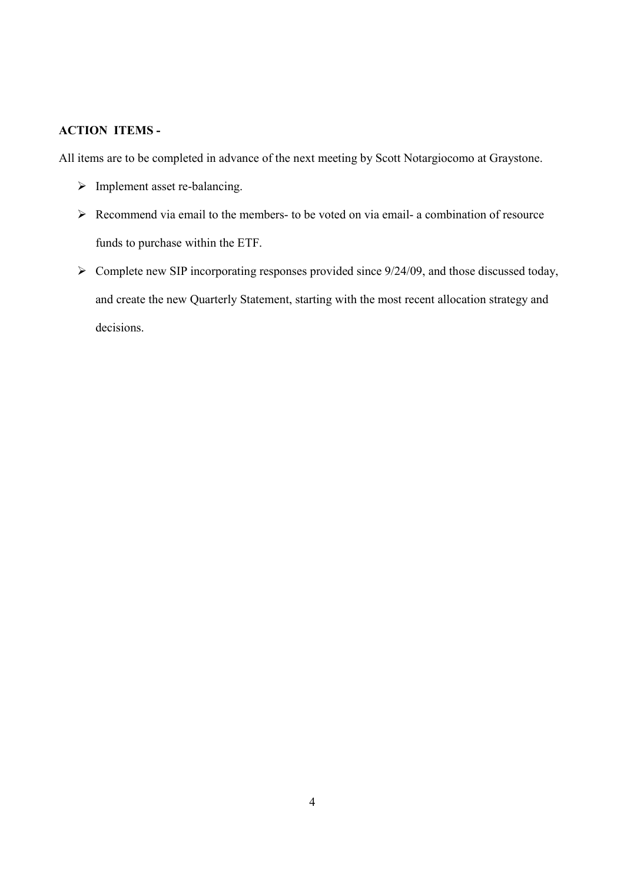**ACTION ITEMS -**

All items are to be completed in advance of the next meeting by Scott Notargiocomo at Graystone.

- Implement asset re-balancing.
- Recommend via email to the members- to be voted on via email- a combination of resource funds to purchase within the ETF.
- Complete new SIP incorporating responses provided since 9/24/09, and those discussed today, and create the new Quarterly Statement, starting with the most recent allocation strategy and decisions.